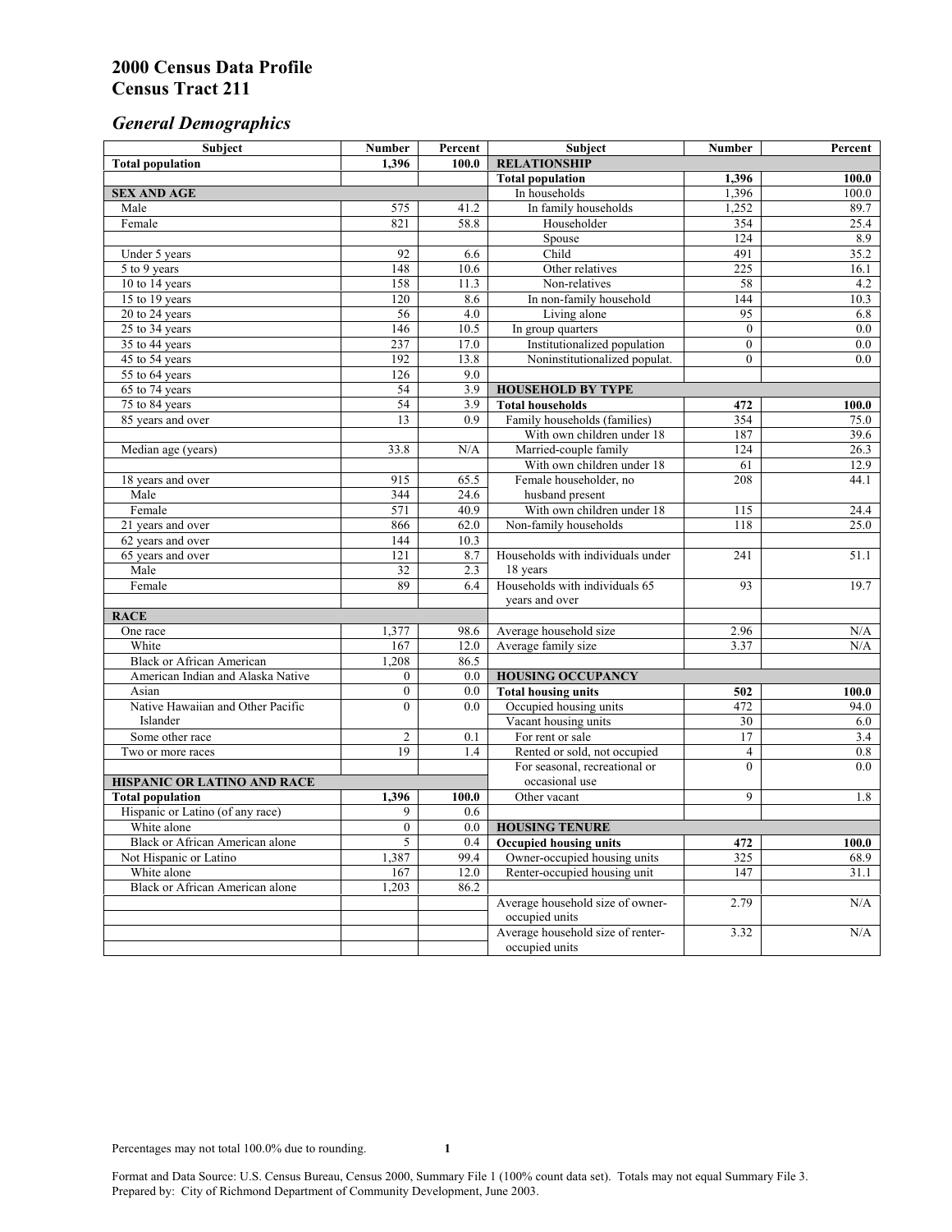# 2000 Census Data Profile
# Census Tract 211

## *General Demographics*

| Subject | Number | Percent | Subject | Number | Percent |
|---|---|---|---|---|---|
| **Total population** | **1,396** | **100.0** | **RELATIONSHIP** | | |
| | | | **Total population** | **1,396** | **100.0** |
| **SEX AND AGE** | | | In households | 1,396 | 100.0 |
| Male | 575 | 41.2 | In family households | 1,252 | 89.7 |
| Female | 821 | 58.8 | Householder | 354 | 25.4 |
| | | | Spouse | 124 | 8.9 |
| Under 5 years | 92 | 6.6 | Child | 491 | 35.2 |
| 5 to 9 years | 148 | 10.6 | Other relatives | 225 | 16.1 |
| 10 to 14 years | 158 | 11.3 | Non-relatives | 58 | 4.2 |
| 15 to 19 years | 120 | 8.6 | In non-family household | 144 | 10.3 |
| 20 to 24 years | 56 | 4.0 | Living alone | 95 | 6.8 |
| 25 to 34 years | 146 | 10.5 | In group quarters | 0 | 0.0 |
| 35 to 44 years | 237 | 17.0 | Institutionalized population | 0 | 0.0 |
| 45 to 54 years | 192 | 13.8 | Noninstitutionalized populat. | 0 | 0.0 |
| 55 to 64 years | 126 | 9.0 | | | |
| 65 to 74 years | 54 | 3.9 | **HOUSEHOLD BY TYPE** | | |
| 75 to 84 years | 54 | 3.9 | **Total households** | **472** | **100.0** |
| 85 years and over | 13 | 0.9 | Family households (families) | 354 | 75.0 |
| | | | With own children under 18 | 187 | 39.6 |
| Median age (years) | 33.8 | N/A | Married-couple family | 124 | 26.3 |
| | | | With own children under 18 | 61 | 12.9 |
| 18 years and over | 915 | 65.5 | Female householder, no husband present | 208 | 44.1 |
| Male | 344 | 24.6 | | | |
| Female | 571 | 40.9 | With own children under 18 | 115 | 24.4 |
| 21 years and over | 866 | 62.0 | Non-family households | 118 | 25.0 |
| 62 years and over | 144 | 10.3 | | | |
| 65 years and over | 121 | 8.7 | Households with individuals under 18 years | 241 | 51.1 |
| Male | 32 | 2.3 | | | |
| Female | 89 | 6.4 | Households with individuals 65 years and over | 93 | 19.7 |
| **RACE** | | | | | |
| One race | 1,377 | 98.6 | Average household size | 2.96 | N/A |
| White | 167 | 12.0 | Average family size | 3.37 | N/A |
| Black or African American | 1,208 | 86.5 | | | |
| American Indian and Alaska Native | 0 | 0.0 | **HOUSING OCCUPANCY** | | |
| Asian | 0 | 0.0 | **Total housing units** | **502** | **100.0** |
| Native Hawaiian and Other Pacific Islander | 0 | 0.0 | Occupied housing units | 472 | 94.0 |
| | | | Vacant housing units | 30 | 6.0 |
| Some other race | 2 | 0.1 | For rent or sale | 17 | 3.4 |
| Two or more races | 19 | 1.4 | Rented or sold, not occupied | 4 | 0.8 |
| | | | For seasonal, recreational or occasional use | 0 | 0.0 |
| **HISPANIC OR LATINO AND RACE** | | | | | |
| **Total population** | **1,396** | **100.0** | Other vacant | 9 | 1.8 |
| Hispanic or Latino (of any race) | 9 | 0.6 | | | |
| White alone | 0 | 0.0 | **HOUSING TENURE** | | |
| Black or African American alone | 5 | 0.4 | **Occupied housing units** | **472** | **100.0** |
| Not Hispanic or Latino | 1,387 | 99.4 | Owner-occupied housing units | 325 | 68.9 |
| White alone | 167 | 12.0 | Renter-occupied housing unit | 147 | 31.1 |
| Black or African American alone | 1,203 | 86.2 | | | |
| | | | Average household size of owner-occupied units | 2.79 | N/A |
| | | | Average household size of renter-occupied units | 3.32 | N/A |

Percentages may not total 100.0% due to rounding.

Format and Data Source: U.S. Census Bureau, Census 2000, Summary File 1 (100% count data set). Totals may not equal Summary File 3.
Prepared by: City of Richmond Department of Community Development, June 2003.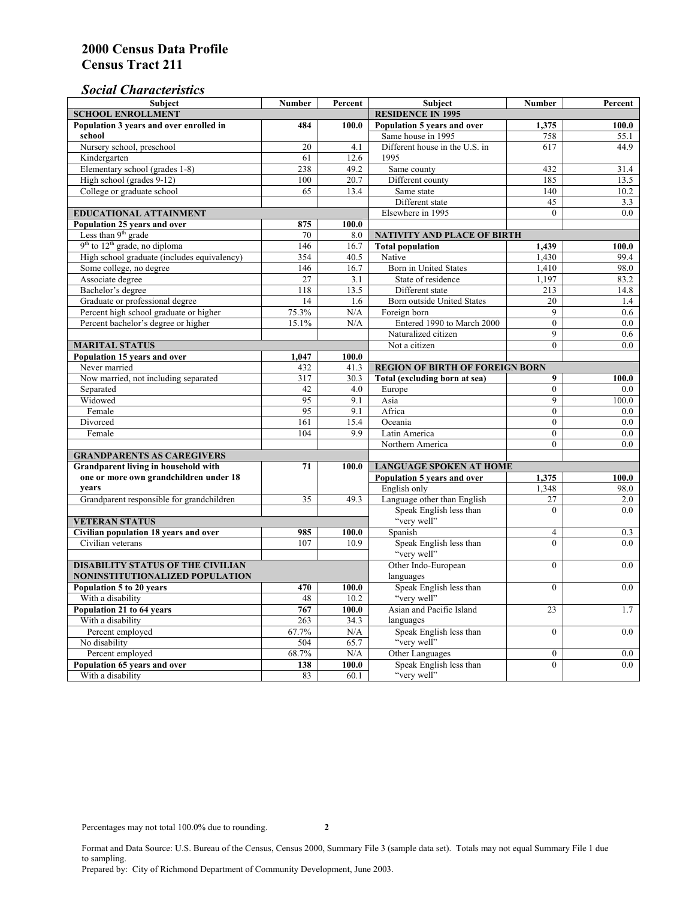# 2000 Census Data Profile
# Census Tract 211

## *Social Characteristics*

| Subject | Number | Percent | Subject | Number | Percent |
|---|---|---|---|---|---|
| **SCHOOL ENROLLMENT** | | | **RESIDENCE IN 1995** | | |
| **Population 3 years and over enrolled in school** | **484** | **100.0** | **Population 5 years and over** | **1,375** | **100.0** |
| Nursery school, preschool | 20 | 4.1 | Same house in 1995 | 758 | 55.1 |
| Kindergarten | 61 | 12.6 | Different house in the U.S. in 1995 | 617 | 44.9 |
| Elementary school (grades 1-8) | 238 | 49.2 | Same county | 432 | 31.4 |
| High school (grades 9-12) | 100 | 20.7 | Different county | 185 | 13.5 |
| College or graduate school | 65 | 13.4 | Same state | 140 | 10.2 |
| | | | Different state | 45 | 3.3 |
| **EDUCATIONAL ATTAINMENT** | | | Elsewhere in 1995 | 0 | 0.0 |
| **Population 25 years and over** | **875** | **100.0** | | | |
| Less than 9th grade | 70 | 8.0 | **NATIVITY AND PLACE OF BIRTH** | | |
| 9th to 12th grade, no diploma | 146 | 16.7 | **Total population** | **1,439** | **100.0** |
| High school graduate (includes equivalency) | 354 | 40.5 | Native | 1,430 | 99.4 |
| Some college, no degree | 146 | 16.7 | Born in United States | 1,410 | 98.0 |
| Associate degree | 27 | 3.1 | State of residence | 1,197 | 83.2 |
| Bachelor's degree | 118 | 13.5 | Different state | 213 | 14.8 |
| Graduate or professional degree | 14 | 1.6 | Born outside United States | 20 | 1.4 |
| Percent high school graduate or higher | 75.3% | N/A | Foreign born | 9 | 0.6 |
| Percent bachelor's degree or higher | 15.1% | N/A | Entered 1990 to March 2000 | 0 | 0.0 |
| | | | Naturalized citizen | 9 | 0.6 |
| **MARITAL STATUS** | | | Not a citizen | 0 | 0.0 |
| **Population 15 years and over** | **1,047** | **100.0** | | | |
| Never married | 432 | 41.3 | **REGION OF BIRTH OF FOREIGN BORN** | | |
| Now married, not including separated | 317 | 30.3 | **Total (excluding born at sea)** | **9** | **100.0** |
| Separated | 42 | 4.0 | Europe | 0 | 0.0 |
| Widowed | 95 | 9.1 | Asia | 9 | 100.0 |
| Female | 95 | 9.1 | Africa | 0 | 0.0 |
| Divorced | 161 | 15.4 | Oceania | 0 | 0.0 |
| Female | 104 | 9.9 | Latin America | 0 | 0.0 |
| | | | Northern America | 0 | 0.0 |
| **GRANDPARENTS AS CAREGIVERS** | | | | | |
| **Grandparent living in household with one or more own grandchildren under 18 years** | **71** | **100.0** | **LANGUAGE SPOKEN AT HOME** | | |
| | | | **Population 5 years and over** | **1,375** | **100.0** |
| | | | English only | 1,348 | 98.0 |
| Grandparent responsible for grandchildren | 35 | 49.3 | Language other than English | 27 | 2.0 |
| | | | Speak English less than "very well" | 0 | 0.0 |
| **VETERAN STATUS** | | | | | |
| **Civilian population 18 years and over** | **985** | **100.0** | Spanish | 4 | 0.3 |
| Civilian veterans | 107 | 10.9 | Speak English less than "very well" | 0 | 0.0 |
| **DISABILITY STATUS OF THE CIVILIAN NONINSTITUTIONALIZED POPULATION** | | | Other Indo-European languages | 0 | 0.0 |
| **Population 5 to 20 years** | **470** | **100.0** | Speak English less than "very well" | 0 | 0.0 |
| With a disability | 48 | 10.2 | | | |
| **Population 21 to 64 years** | **767** | **100.0** | Asian and Pacific Island languages | 23 | 1.7 |
| With a disability | 263 | 34.3 | | | |
| Percent employed | 67.7% | N/A | Speak English less than "very well" | 0 | 0.0 |
| No disability | 504 | 65.7 | | | |
| Percent employed | 68.7% | N/A | Other Languages | 0 | 0.0 |
| **Population 65 years and over** | **138** | **100.0** | Speak English less than "very well" | 0 | 0.0 |
| With a disability | 83 | 60.1 | | | |

Percentages may not total 100.0% due to rounding.

Format and Data Source: U.S. Bureau of the Census, Census 2000, Summary File 3 (sample data set). Totals may not equal Summary File 1 due to sampling.
Prepared by: City of Richmond Department of Community Development, June 2003.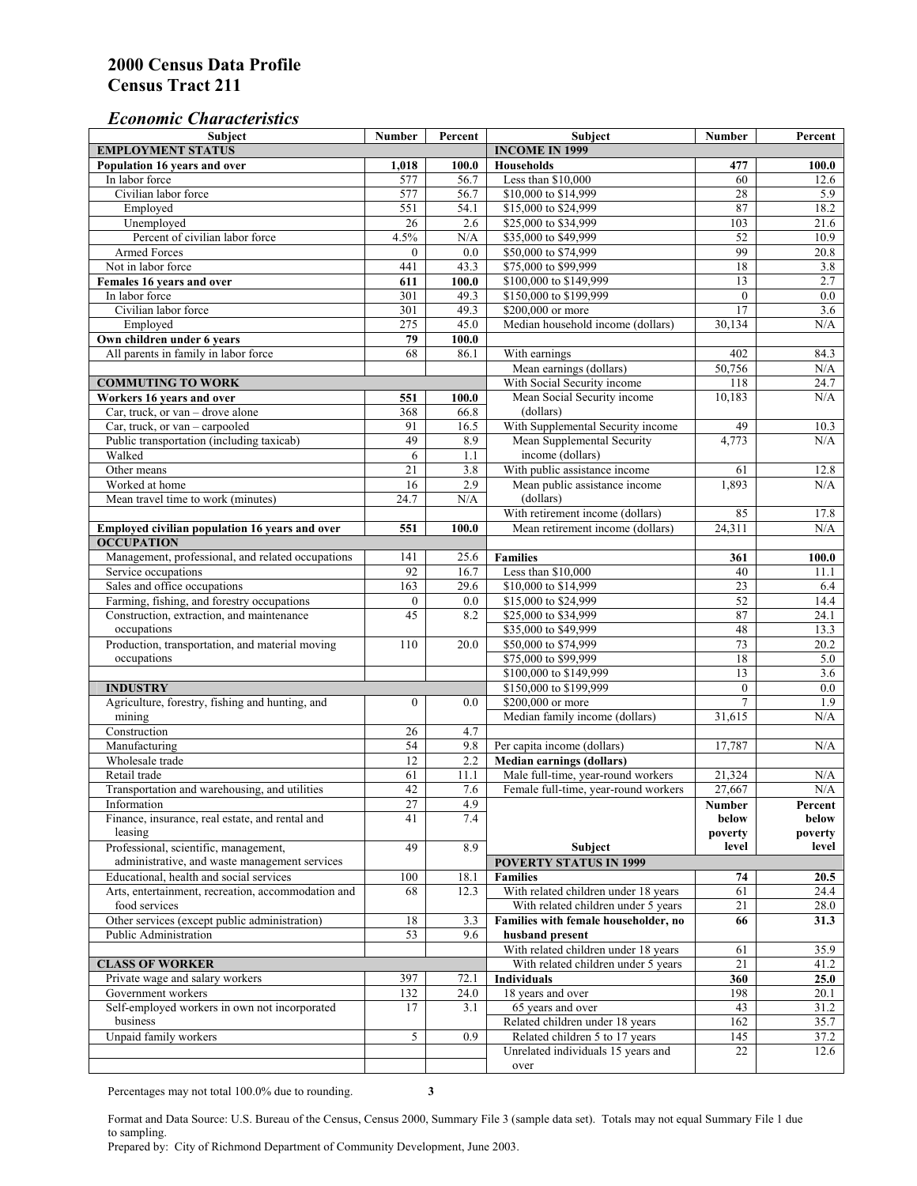# 2000 Census Data Profile
# Census Tract 211

### *Economic Characteristics*

| Subject | Number | Percent | Subject | Number | Percent |
|---|---|---|---|---|---|
| **EMPLOYMENT STATUS** | | | **INCOME IN 1999** | | |
| **Population 16 years and over** | **1,018** | **100.0** | **Households** | **477** | **100.0** |
| In labor force | 577 | 56.7 | Less than $10,000 | 60 | 12.6 |
| Civilian labor force | 577 | 56.7 | $10,000 to $14,999 | 28 | 5.9 |
| Employed | 551 | 54.1 | $15,000 to $24,999 | 87 | 18.2 |
| Unemployed | 26 | 2.6 | $25,000 to $34,999 | 103 | 21.6 |
| Percent of civilian labor force | 4.5% | N/A | $35,000 to $49,999 | 52 | 10.9 |
| Armed Forces | 0 | 0.0 | $50,000 to $74,999 | 99 | 20.8 |
| Not in labor force | 441 | 43.3 | $75,000 to $99,999 | 18 | 3.8 |
| **Females 16 years and over** | **611** | **100.0** | $100,000 to $149,999 | 13 | 2.7 |
| In labor force | 301 | 49.3 | $150,000 to $199,999 | 0 | 0.0 |
| Civilian labor force | 301 | 49.3 | $200,000 or more | 17 | 3.6 |
| Employed | 275 | 45.0 | Median household income (dollars) | 30,134 | N/A |
| **Own children under 6 years** | **79** | **100.0** | | | |
| All parents in family in labor force | 68 | 86.1 | With earnings | 402 | 84.3 |
| | | | Mean earnings (dollars) | 50,756 | N/A |
| **COMMUTING TO WORK** | | | With Social Security income | 118 | 24.7 |
| **Workers 16 years and over** | **551** | **100.0** | Mean Social Security income (dollars) | 10,183 | N/A |
| Car, truck, or van – drove alone | 368 | 66.8 | | | |
| Car, truck, or van – carpooled | 91 | 16.5 | With Supplemental Security income | 49 | 10.3 |
| Public transportation (including taxicab) | 49 | 8.9 | Mean Supplemental Security income (dollars) | 4,773 | N/A |
| Walked | 6 | 1.1 | | | |
| Other means | 21 | 3.8 | With public assistance income | 61 | 12.8 |
| Worked at home | 16 | 2.9 | Mean public assistance income (dollars) | 1,893 | N/A |
| Mean travel time to work (minutes) | 24.7 | N/A | | | |
| | | | With retirement income (dollars) | 85 | 17.8 |
| **Employed civilian population 16 years and over** | **551** | **100.0** | Mean retirement income (dollars) | 24,311 | N/A |
| **OCCUPATION** | | | | | |
| Management, professional, and related occupations | 141 | 25.6 | **Families** | **361** | **100.0** |
| Service occupations | 92 | 16.7 | Less than $10,000 | 40 | 11.1 |
| Sales and office occupations | 163 | 29.6 | $10,000 to $14,999 | 23 | 6.4 |
| Farming, fishing, and forestry occupations | 0 | 0.0 | $15,000 to $24,999 | 52 | 14.4 |
| Construction, extraction, and maintenance occupations | 45 | 8.2 | $25,000 to $34,999 | 87 | 24.1 |
| | | | $35,000 to $49,999 | 48 | 13.3 |
| Production, transportation, and material moving occupations | 110 | 20.0 | $50,000 to $74,999 | 73 | 20.2 |
| | | | $75,000 to $99,999 | 18 | 5.0 |
| | | | $100,000 to $149,999 | 13 | 3.6 |
| **INDUSTRY** | | | $150,000 to $199,999 | 0 | 0.0 |
| Agriculture, forestry, fishing and hunting, and mining | 0 | 0.0 | $200,000 or more | 7 | 1.9 |
| | | | Median family income (dollars) | 31,615 | N/A |
| Construction | 26 | 4.7 | | | |
| Manufacturing | 54 | 9.8 | Per capita income (dollars) | 17,787 | N/A |
| Wholesale trade | 12 | 2.2 | **Median earnings (dollars)** | | |
| Retail trade | 61 | 11.1 | Male full-time, year-round workers | 21,324 | N/A |
| Transportation and warehousing, and utilities | 42 | 7.6 | Female full-time, year-round workers | 27,667 | N/A |
| Information | 27 | 4.9 | **Subject** | **Number below poverty level** | **Percent below poverty level** |
| Finance, insurance, real estate, and rental and leasing | 41 | 7.4 | | | |
| Professional, scientific, management, administrative, and waste management services | 49 | 8.9 | **POVERTY STATUS IN 1999** | | |
| Educational, health and social services | 100 | 18.1 | **Families** | **74** | **20.5** |
| Arts, entertainment, recreation, accommodation and food services | 68 | 12.3 | With related children under 18 years | 61 | 24.4 |
| | | | With related children under 5 years | 21 | 28.0 |
| Other services (except public administration) | 18 | 3.3 | **Families with female householder, no husband present** | **66** | **31.3** |
| Public Administration | 53 | 9.6 | | | |
| | | | With related children under 18 years | 61 | 35.9 |
| **CLASS OF WORKER** | | | With related children under 5 years | 21 | 41.2 |
| Private wage and salary workers | 397 | 72.1 | **Individuals** | **360** | **25.0** |
| Government workers | 132 | 24.0 | 18 years and over | 198 | 20.1 |
| Self-employed workers in own not incorporated business | 17 | 3.1 | 65 years and over | 43 | 31.2 |
| | | | Related children under 18 years | 162 | 35.7 |
| Unpaid family workers | 5 | 0.9 | Related children 5 to 17 years | 145 | 37.2 |
| | | | Unrelated individuals 15 years and over | 22 | 12.6 |

Percentages may not total 100.0% due to rounding.

Format and Data Source: U.S. Bureau of the Census, Census 2000, Summary File 3 (sample data set). Totals may not equal Summary File 1 due to sampling.
Prepared by: City of Richmond Department of Community Development, June 2003.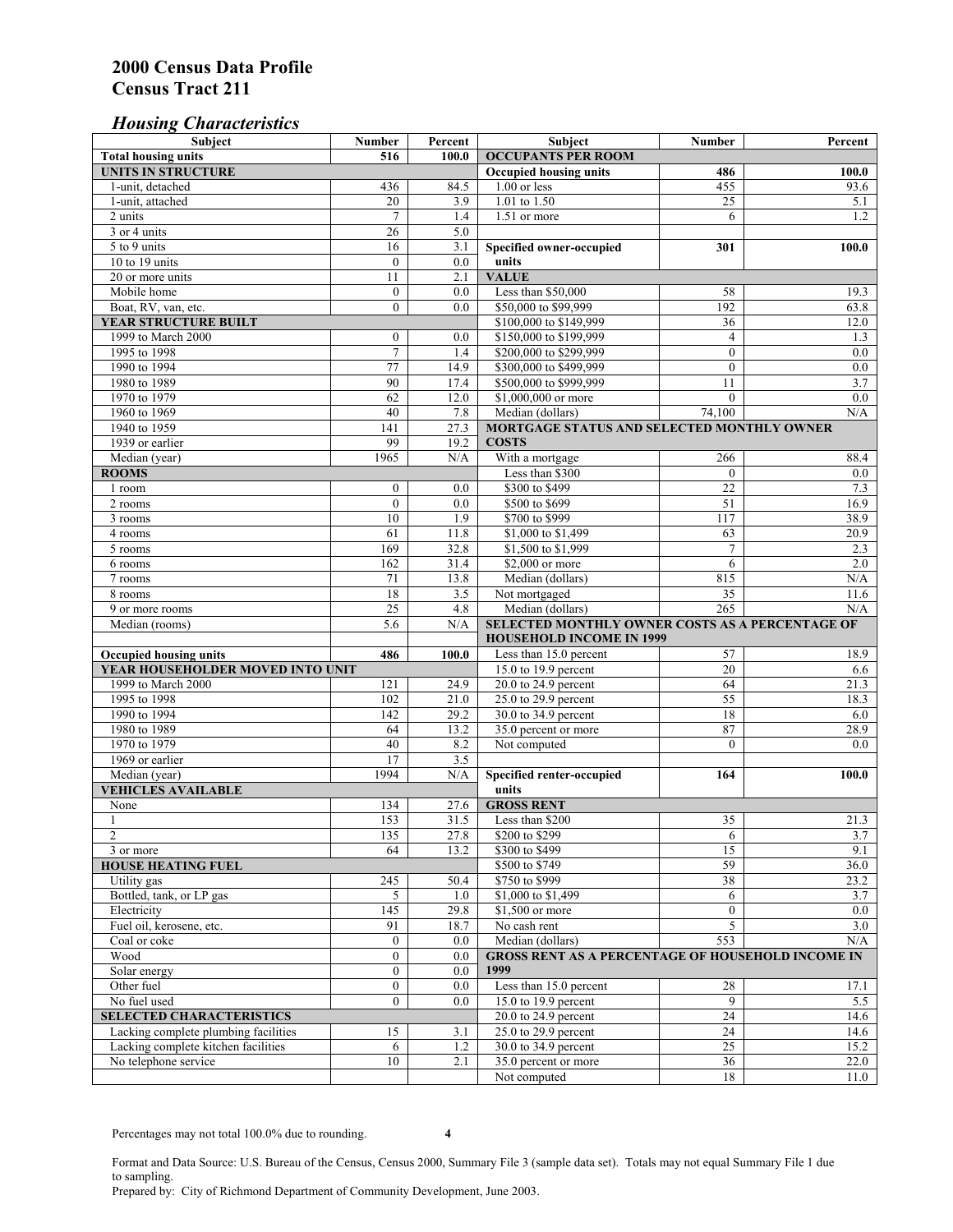# 2000 Census Data Profile
# Census Tract 211

## *Housing Characteristics*

| Subject | Number | Percent | Subject | Number | Percent |
|---|---|---|---|---|---|
| **Total housing units** | **516** | **100.0** | **OCCUPANTS PER ROOM** | | |
| **UNITS IN STRUCTURE** | | | **Occupied housing units** | **486** | **100.0** |
| 1-unit, detached | 436 | 84.5 | 1.00 or less | 455 | 93.6 |
| 1-unit, attached | 20 | 3.9 | 1.01 to 1.50 | 25 | 5.1 |
| 2 units | 7 | 1.4 | 1.51 or more | 6 | 1.2 |
| 3 or 4 units | 26 | 5.0 | | | |
| 5 to 9 units | 16 | 3.1 | **Specified owner-occupied units** | **301** | **100.0** |
| 10 to 19 units | 0 | 0.0 | | | |
| 20 or more units | 11 | 2.1 | **VALUE** | | |
| Mobile home | 0 | 0.0 | Less than $50,000 | 58 | 19.3 |
| Boat, RV, van, etc. | 0 | 0.0 | $50,000 to $99,999 | 192 | 63.8 |
| **YEAR STRUCTURE BUILT** | | | $100,000 to $149,999 | 36 | 12.0 |
| 1999 to March 2000 | 0 | 0.0 | $150,000 to $199,999 | 4 | 1.3 |
| 1995 to 1998 | 7 | 1.4 | $200,000 to $299,999 | 0 | 0.0 |
| 1990 to 1994 | 77 | 14.9 | $300,000 to $499,999 | 0 | 0.0 |
| 1980 to 1989 | 90 | 17.4 | $500,000 to $999,999 | 11 | 3.7 |
| 1970 to 1979 | 62 | 12.0 | $1,000,000 or more | 0 | 0.0 |
| 1960 to 1969 | 40 | 7.8 | Median (dollars) | 74,100 | N/A |
| 1940 to 1959 | 141 | 27.3 | **MORTGAGE STATUS AND SELECTED MONTHLY OWNER COSTS** | | |
| 1939 or earlier | 99 | 19.2 | | | |
| Median (year) | 1965 | N/A | With a mortgage | 266 | 88.4 |
| **ROOMS** | | | Less than $300 | 0 | 0.0 |
| 1 room | 0 | 0.0 | $300 to $499 | 22 | 7.3 |
| 2 rooms | 0 | 0.0 | $500 to $699 | 51 | 16.9 |
| 3 rooms | 10 | 1.9 | $700 to $999 | 117 | 38.9 |
| 4 rooms | 61 | 11.8 | $1,000 to $1,499 | 63 | 20.9 |
| 5 rooms | 169 | 32.8 | $1,500 to $1,999 | 7 | 2.3 |
| 6 rooms | 162 | 31.4 | $2,000 or more | 6 | 2.0 |
| 7 rooms | 71 | 13.8 | Median (dollars) | 815 | N/A |
| 8 rooms | 18 | 3.5 | Not mortgaged | 35 | 11.6 |
| 9 or more rooms | 25 | 4.8 | Median (dollars) | 265 | N/A |
| Median (rooms) | 5.6 | N/A | **SELECTED MONTHLY OWNER COSTS AS A PERCENTAGE OF HOUSEHOLD INCOME IN 1999** | | |
| | | | | | |
| **Occupied housing units** | **486** | **100.0** | Less than 15.0 percent | 57 | 18.9 |
| **YEAR HOUSEHOLDER MOVED INTO UNIT** | | | 15.0 to 19.9 percent | 20 | 6.6 |
| 1999 to March 2000 | 121 | 24.9 | 20.0 to 24.9 percent | 64 | 21.3 |
| 1995 to 1998 | 102 | 21.0 | 25.0 to 29.9 percent | 55 | 18.3 |
| 1990 to 1994 | 142 | 29.2 | 30.0 to 34.9 percent | 18 | 6.0 |
| 1980 to 1989 | 64 | 13.2 | 35.0 percent or more | 87 | 28.9 |
| 1970 to 1979 | 40 | 8.2 | Not computed | 0 | 0.0 |
| 1969 or earlier | 17 | 3.5 | | | |
| Median (year) | 1994 | N/A | **Specified renter-occupied units** | **164** | **100.0** |
| **VEHICLES AVAILABLE** | | | | | |
| None | 134 | 27.6 | **GROSS RENT** | | |
| 1 | 153 | 31.5 | Less than $200 | 35 | 21.3 |
| 2 | 135 | 27.8 | $200 to $299 | 6 | 3.7 |
| 3 or more | 64 | 13.2 | $300 to $499 | 15 | 9.1 |
| **HOUSE HEATING FUEL** | | | $500 to $749 | 59 | 36.0 |
| Utility gas | 245 | 50.4 | $750 to $999 | 38 | 23.2 |
| Bottled, tank, or LP gas | 5 | 1.0 | $1,000 to $1,499 | 6 | 3.7 |
| Electricity | 145 | 29.8 | $1,500 or more | 0 | 0.0 |
| Fuel oil, kerosene, etc. | 91 | 18.7 | No cash rent | 5 | 3.0 |
| Coal or coke | 0 | 0.0 | Median (dollars) | 553 | N/A |
| Wood | 0 | 0.0 | **GROSS RENT AS A PERCENTAGE OF HOUSEHOLD INCOME IN 1999** | | |
| Solar energy | 0 | 0.0 | | | |
| Other fuel | 0 | 0.0 | Less than 15.0 percent | 28 | 17.1 |
| No fuel used | 0 | 0.0 | 15.0 to 19.9 percent | 9 | 5.5 |
| **SELECTED CHARACTERISTICS** | | | 20.0 to 24.9 percent | 24 | 14.6 |
| Lacking complete plumbing facilities | 15 | 3.1 | 25.0 to 29.9 percent | 24 | 14.6 |
| Lacking complete kitchen facilities | 6 | 1.2 | 30.0 to 34.9 percent | 25 | 15.2 |
| No telephone service | 10 | 2.1 | 35.0 percent or more | 36 | 22.0 |
| | | | Not computed | 18 | 11.0 |

Percentages may not total 100.0% due to rounding.

Format and Data Source: U.S. Bureau of the Census, Census 2000, Summary File 3 (sample data set). Totals may not equal Summary File 1 due to sampling.
Prepared by: City of Richmond Department of Community Development, June 2003.